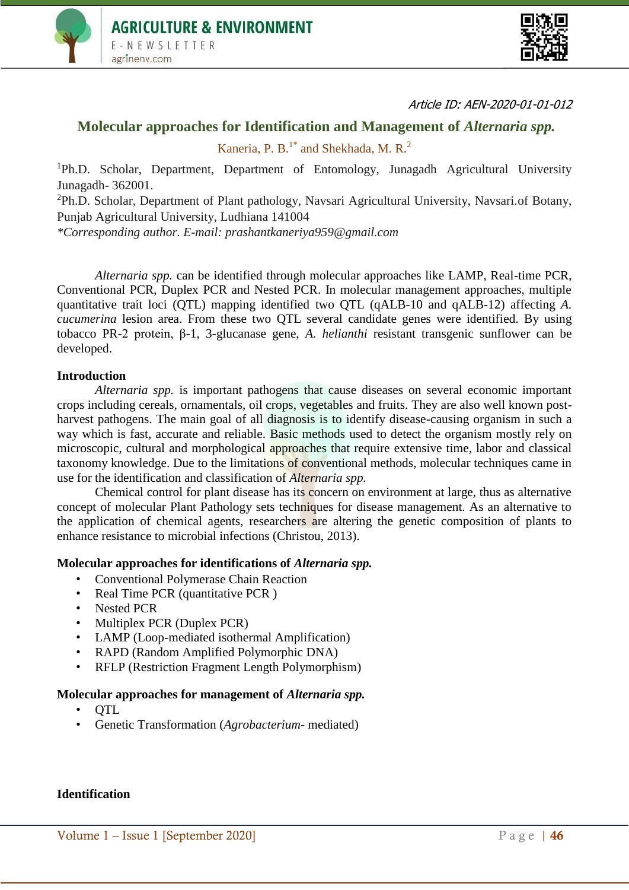Article ID: AEN-2020-01-01-012

# Molecular approaches for Identification and Management of *Alternaria spp.*

Kaneria, P. B.[1*] and Shekhada, M. R.[2]

[1]Ph.D. Scholar, Department, Department of Entomology, Junagadh Agricultural University Junagadh- 362001.
[2]Ph.D. Scholar, Department of Plant pathology, Navsari Agricultural University, Navsari.of Botany, Punjab Agricultural University, Ludhiana 141004
*Corresponding author. E-mail: prashantkaneriya959@gmail.com*

*Alternaria spp.* can be identified through molecular approaches like LAMP, Real-time PCR, Conventional PCR, Duplex PCR and Nested PCR. In molecular management approaches, multiple quantitative trait loci (QTL) mapping identified two QTL (qALB-10 and qALB-12) affecting *A. cucumerina* lesion area. From these two QTL several candidate genes were identified. By using tobacco PR-2 protein, β-1, 3-glucanase gene, *A. helianthi* resistant transgenic sunflower can be developed.

## Introduction

*Alternaria spp.* is important pathogens that cause diseases on several economic important crops including cereals, ornamentals, oil crops, vegetables and fruits. They are also well known post-harvest pathogens. The main goal of all diagnosis is to identify disease-causing organism in such a way which is fast, accurate and reliable. Basic methods used to detect the organism mostly rely on microscopic, cultural and morphological approaches that require extensive time, labor and classical taxonomy knowledge. Due to the limitations of conventional methods, molecular techniques came in use for the identification and classification of *Alternaria spp.*

Chemical control for plant disease has its concern on environment at large, thus as alternative concept of molecular Plant Pathology sets techniques for disease management. As an alternative to the application of chemical agents, researchers are altering the genetic composition of plants to enhance resistance to microbial infections (Christou, 2013).

## Molecular approaches for identifications of *Alternaria spp.*

- Conventional Polymerase Chain Reaction
- Real Time PCR (quantitative PCR )
- Nested PCR
- Multiplex PCR (Duplex PCR)
- LAMP (Loop-mediated isothermal Amplification)
- RAPD (Random Amplified Polymorphic DNA)
- RFLP (Restriction Fragment Length Polymorphism)

## Molecular approaches for management of *Alternaria spp.*

- QTL
- Genetic Transformation (*Agrobacterium*- mediated)

## Identification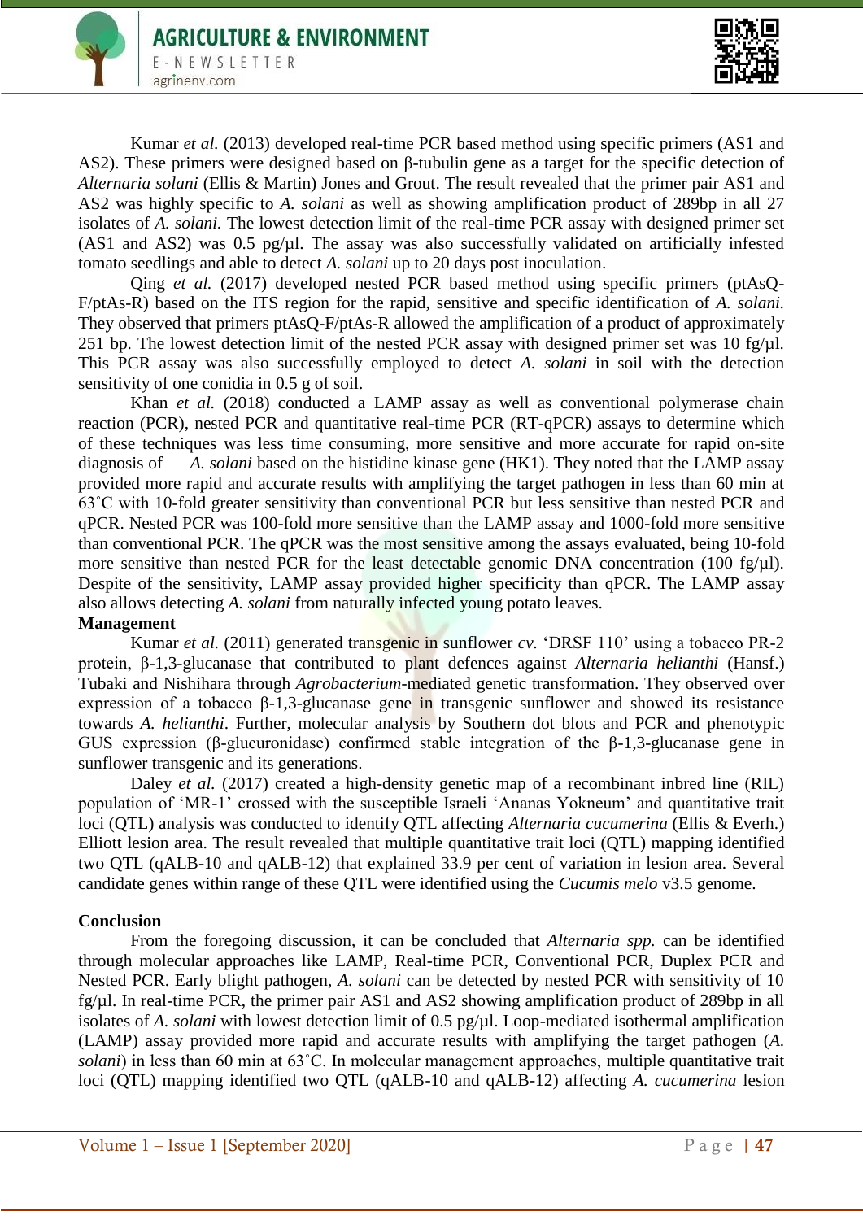Kumar *et al.* (2013) developed real-time PCR based method using specific primers (AS1 and AS2). These primers were designed based on β-tubulin gene as a target for the specific detection of *Alternaria solani* (Ellis & Martin) Jones and Grout. The result revealed that the primer pair AS1 and AS2 was highly specific to *A. solani* as well as showing amplification product of 289bp in all 27 isolates of *A. solani.* The lowest detection limit of the real-time PCR assay with designed primer set (AS1 and AS2) was 0.5 pg/µl. The assay was also successfully validated on artificially infested tomato seedlings and able to detect *A. solani* up to 20 days post inoculation.

Qing *et al.* (2017) developed nested PCR based method using specific primers (ptAsQ-F/ptAs-R) based on the ITS region for the rapid, sensitive and specific identification of *A. solani.* They observed that primers ptAsQ-F/ptAs-R allowed the amplification of a product of approximately 251 bp. The lowest detection limit of the nested PCR assay with designed primer set was 10 fg/µl. This PCR assay was also successfully employed to detect *A. solani* in soil with the detection sensitivity of one conidia in 0.5 g of soil.

Khan *et al.* (2018) conducted a LAMP assay as well as conventional polymerase chain reaction (PCR), nested PCR and quantitative real-time PCR (RT-qPCR) assays to determine which of these techniques was less time consuming, more sensitive and more accurate for rapid on-site diagnosis of *A. solani* based on the histidine kinase gene (HK1). They noted that the LAMP assay provided more rapid and accurate results with amplifying the target pathogen in less than 60 min at 63˚C with 10-fold greater sensitivity than conventional PCR but less sensitive than nested PCR and qPCR. Nested PCR was 100-fold more sensitive than the LAMP assay and 1000-fold more sensitive than conventional PCR. The qPCR was the most sensitive among the assays evaluated, being 10-fold more sensitive than nested PCR for the least detectable genomic DNA concentration (100 fg/µl). Despite of the sensitivity, LAMP assay provided higher specificity than qPCR. The LAMP assay also allows detecting *A. solani* from naturally infected young potato leaves.

**Management**

Kumar *et al.* (2011) generated transgenic in sunflower *cv.* 'DRSF 110' using a tobacco PR-2 protein, β-1,3-glucanase that contributed to plant defences against *Alternaria helianthi* (Hansf.) Tubaki and Nishihara through *Agrobacterium*-mediated genetic transformation. They observed over expression of a tobacco β-1,3-glucanase gene in transgenic sunflower and showed its resistance towards *A. helianthi*. Further, molecular analysis by Southern dot blots and PCR and phenotypic GUS expression (β-glucuronidase) confirmed stable integration of the β-1,3-glucanase gene in sunflower transgenic and its generations.

Daley *et al.* (2017) created a high-density genetic map of a recombinant inbred line (RIL) population of 'MR-1' crossed with the susceptible Israeli 'Ananas Yokneum' and quantitative trait loci (QTL) analysis was conducted to identify QTL affecting *Alternaria cucumerina* (Ellis & Everh.) Elliott lesion area. The result revealed that multiple quantitative trait loci (QTL) mapping identified two QTL (qALB-10 and qALB-12) that explained 33.9 per cent of variation in lesion area. Several candidate genes within range of these QTL were identified using the *Cucumis melo* v3.5 genome.

**Conclusion**

From the foregoing discussion, it can be concluded that *Alternaria spp.* can be identified through molecular approaches like LAMP, Real-time PCR, Conventional PCR, Duplex PCR and Nested PCR. Early blight pathogen, *A. solani* can be detected by nested PCR with sensitivity of 10 fg/µl. In real-time PCR, the primer pair AS1 and AS2 showing amplification product of 289bp in all isolates of *A. solani* with lowest detection limit of 0.5 pg/µl. Loop-mediated isothermal amplification (LAMP) assay provided more rapid and accurate results with amplifying the target pathogen (*A. solani*) in less than 60 min at 63˚C. In molecular management approaches, multiple quantitative trait loci (QTL) mapping identified two QTL (qALB-10 and qALB-12) affecting *A. cucumerina* lesion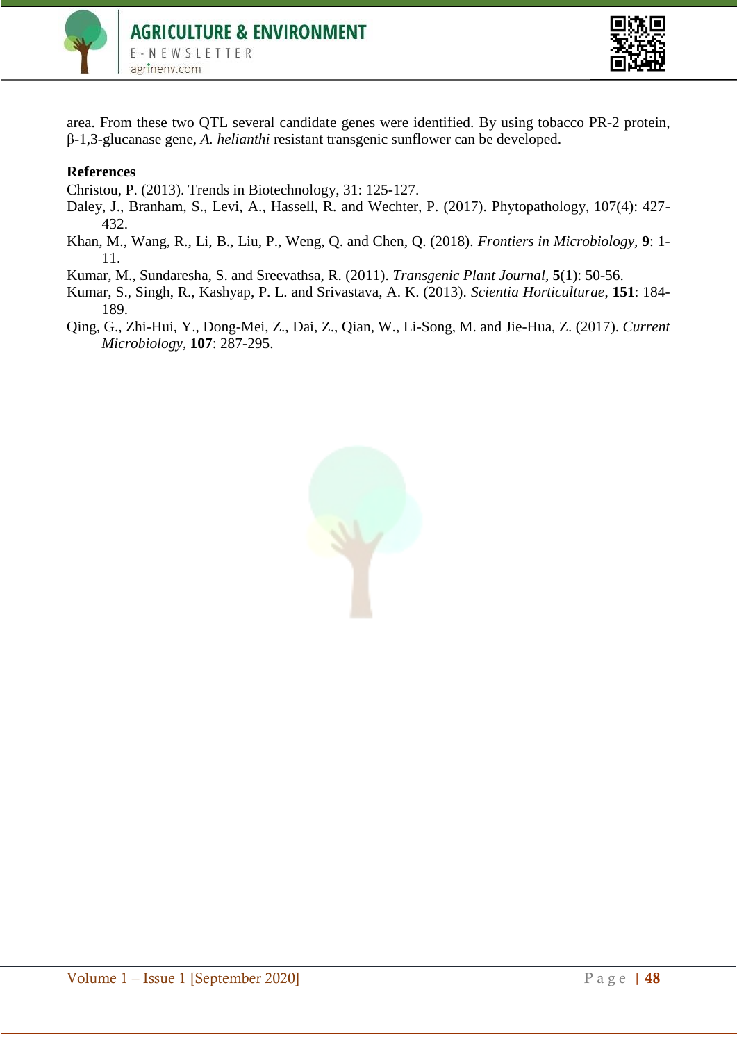area. From these two QTL several candidate genes were identified. By using tobacco PR-2 protein, β-1,3-glucanase gene, *A. helianthi* resistant transgenic sunflower can be developed.

**References**

Christou, P. (2013). Trends in Biotechnology, 31: 125-127.

Daley, J., Branham, S., Levi, A., Hassell, R. and Wechter, P. (2017). Phytopathology, 107(4): 427-432.

Khan, M., Wang, R., Li, B., Liu, P., Weng, Q. and Chen, Q. (2018). *Frontiers in Microbiology*, **9**: 1-11.

Kumar, M., Sundaresha, S. and Sreevathsa, R. (2011). *Transgenic Plant Journal*, **5**(1): 50-56.

Kumar, S., Singh, R., Kashyap, P. L. and Srivastava, A. K. (2013). *Scientia Horticulturae*, **151**: 184-189.

Qing, G., Zhi-Hui, Y., Dong-Mei, Z., Dai, Z., Qian, W., Li-Song, M. and Jie-Hua, Z. (2017). *Current Microbiology*, **107**: 287-295.